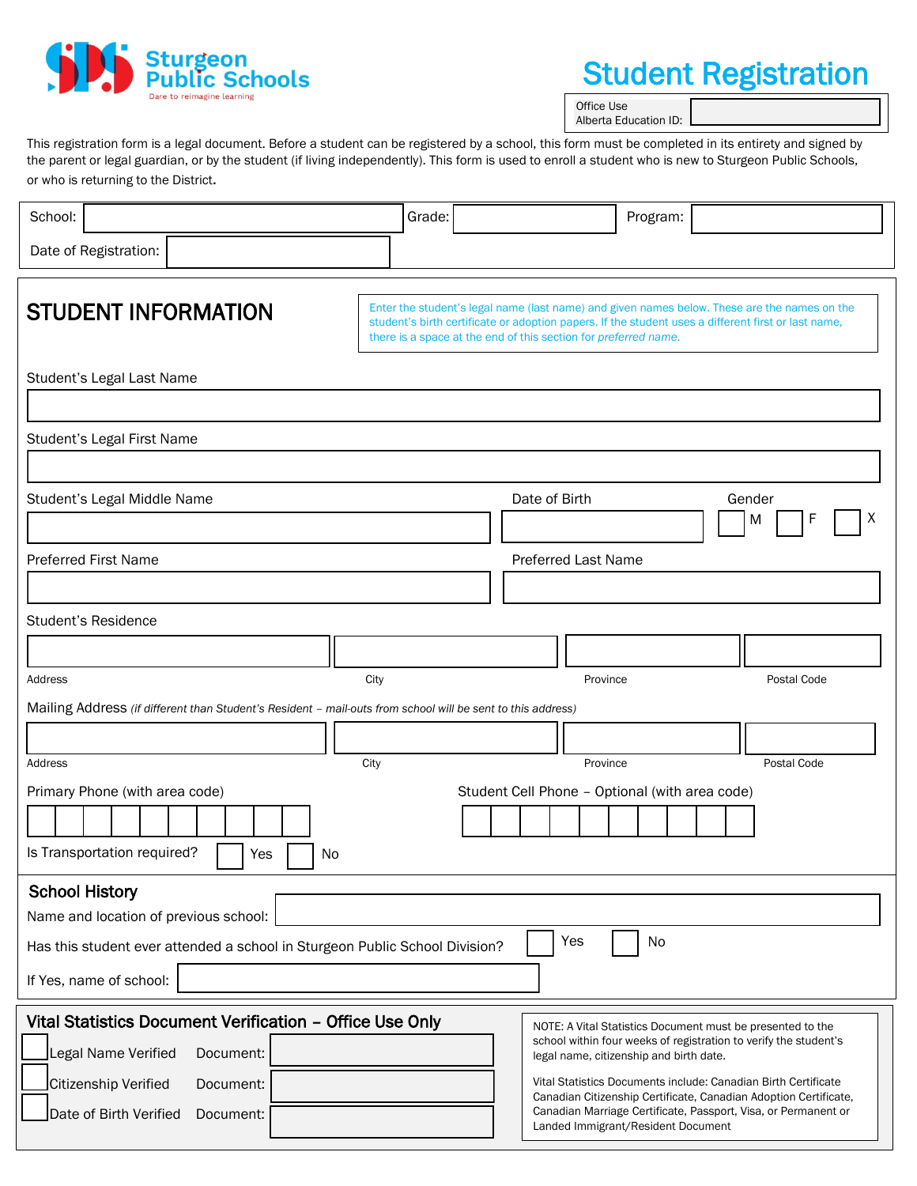Sturgeon Public Schools
Dare to reimagine learning

# Student Registration

Office Use Alberta Education ID: ____________

This registration form is a legal document. Before a student can be registered by a school, this form must be completed in its entirety and signed by the parent or legal guardian, or by the student (if living independently). This form is used to enroll a student who is new to Sturgeon Public Schools, or who is returning to the District.

School: ____________ Grade: ____________ Program: ____________

Date of Registration: ____________

## STUDENT INFORMATION

Enter the student's legal name (last name) and given names below. These are the names on the student's birth certificate or adoption papers. If the student uses a different first or last name, there is a space at the end of this section for *preferred name*.

Student's Legal Last Name

____________

Student's Legal First Name

____________

Student's Legal Middle Name ____________ Date of Birth ____________ Gender ☐ M ☐ F ☐ X

Preferred First Name ____________ Preferred Last Name ____________

Student's Residence

| Address | City | Province | Postal Code |
|---|---|---|---|
| | | | |

Mailing Address *(if different than Student's Resident – mail-outs from school will be sent to this address)*

| Address | City | Province | Postal Code |
|---|---|---|---|
| | | | |

Primary Phone (with area code) ____________ Student Cell Phone – Optional (with area code) ____________

Is Transportation required? ☐ Yes ☐ No

### School History

Name and location of previous school: ____________

Has this student ever attended a school in Sturgeon Public School Division? ☐ Yes ☐ No

If Yes, name of school: ____________

### Vital Statistics Document Verification – Office Use Only

☐ Legal Name Verified Document: ____________

☐ Citizenship Verified Document: ____________

☐ Date of Birth Verified Document: ____________

NOTE: A Vital Statistics Document must be presented to the school within four weeks of registration to verify the student's legal name, citizenship and birth date.

Vital Statistics Documents include: Canadian Birth Certificate Canadian Citizenship Certificate, Canadian Adoption Certificate, Canadian Marriage Certificate, Passport, Visa, or Permanent or Landed Immigrant/Resident Document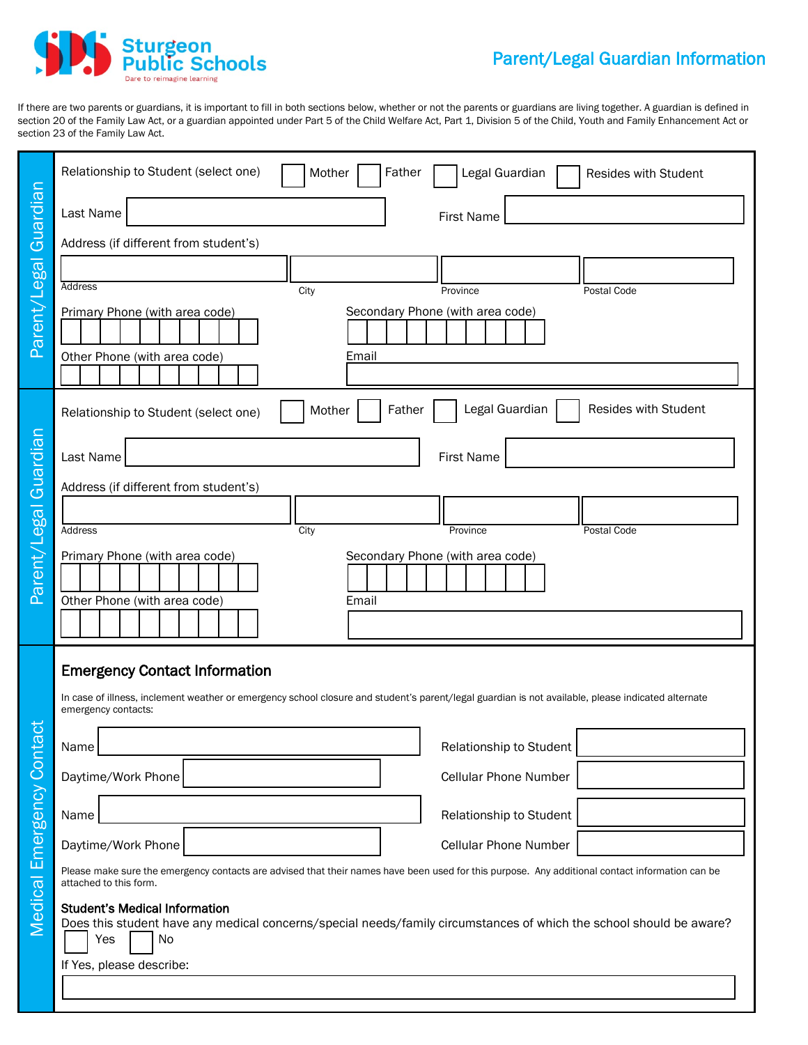**Sturgeon Public Schools**
Dare to reimagine learning

# Parent/Legal Guardian Information

If there are two parents or guardians, it is important to fill in both sections below, whether or not the parents or guardians are living together. A guardian is defined in section 20 of the Family Law Act, or a guardian appointed under Part 5 of the Child Welfare Act, Part 1, Division 5 of the Child, Youth and Family Enhancement Act or section 23 of the Family Law Act.

## Parent/Legal Guardian

Relationship to Student (select one) ☐ Mother ☐ Father ☐ Legal Guardian ☐ Resides with Student

Last Name ________________ First Name ________________

Address (if different from student's)

| Address | City | Province | Postal Code |
|---|---|---|---|
| | | | |

Primary Phone (with area code) ________________ Secondary Phone (with area code) ________________

Other Phone (with area code) ________________ Email ________________

## Parent/Legal Guardian

Relationship to Student (select one) ☐ Mother ☐ Father ☐ Legal Guardian ☐ Resides with Student

Last Name ________________ First Name ________________

Address (if different from student's)

| Address | City | Province | Postal Code |
|---|---|---|---|
| | | | |

Primary Phone (with area code) ________________ Secondary Phone (with area code) ________________

Other Phone (with area code) ________________ Email ________________

## Medical Emergency Contact

### Emergency Contact Information

In case of illness, inclement weather or emergency school closure and student's parent/legal guardian is not available, please indicated alternate emergency contacts:

Name ________________ Relationship to Student ________________

Daytime/Work Phone ________________ Cellular Phone Number ________________

Name ________________ Relationship to Student ________________

Daytime/Work Phone ________________ Cellular Phone Number ________________

Please make sure the emergency contacts are advised that their names have been used for this purpose. Any additional contact information can be attached to this form.

**Student's Medical Information**

Does this student have any medical concerns/special needs/family circumstances of which the school should be aware?

☐ Yes ☐ No

If Yes, please describe:

________________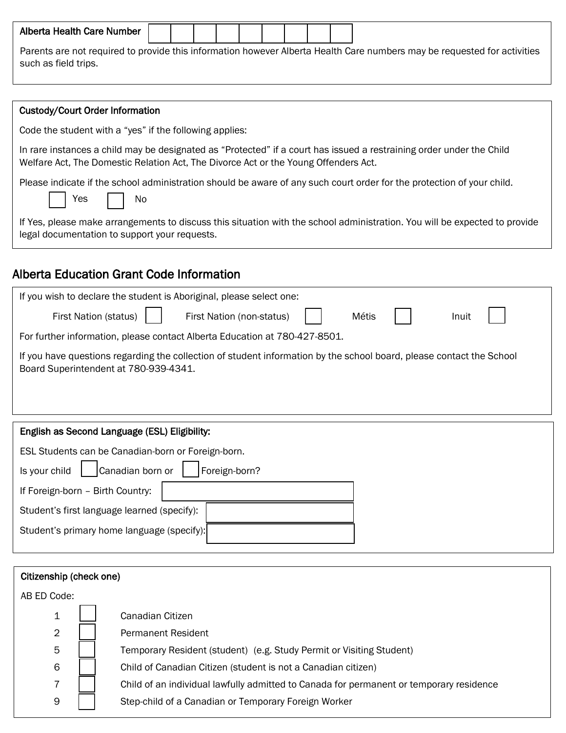**Alberta Health Care Number** ☐☐☐☐☐☐☐☐☐

Parents are not required to provide this information however Alberta Health Care numbers may be requested for activities such as field trips.

**Custody/Court Order Information**

Code the student with a "yes" if the following applies:

In rare instances a child may be designated as "Protected" if a court has issued a restraining order under the Child Welfare Act, The Domestic Relation Act, The Divorce Act or the Young Offenders Act.

Please indicate if the school administration should be aware of any such court order for the protection of your child.

☐ Yes ☐ No

If Yes, please make arrangements to discuss this situation with the school administration. You will be expected to provide legal documentation to support your requests.

## Alberta Education Grant Code Information

If you wish to declare the student is Aboriginal, please select one:

First Nation (status) ☐ First Nation (non-status) ☐ Métis ☐ Inuit ☐

For further information, please contact Alberta Education at 780-427-8501.

If you have questions regarding the collection of student information by the school board, please contact the School Board Superintendent at 780-939-4341.

**English as Second Language (ESL) Eligibility:**

ESL Students can be Canadian-born or Foreign-born.

Is your child ☐ Canadian born or ☐ Foreign-born?

If Foreign-born – Birth Country: ____________________

Student's first language learned (specify): ____________________

Student's primary home language (specify): ____________________

**Citizenship (check one)**

AB ED Code:

| Code | | |
|---|---|---|
| 1 | ☐ | Canadian Citizen |
| 2 | ☐ | Permanent Resident |
| 5 | ☐ | Temporary Resident (student) (e.g. Study Permit or Visiting Student) |
| 6 | ☐ | Child of Canadian Citizen (student is not a Canadian citizen) |
| 7 | ☐ | Child of an individual lawfully admitted to Canada for permanent or temporary residence |
| 9 | ☐ | Step-child of a Canadian or Temporary Foreign Worker |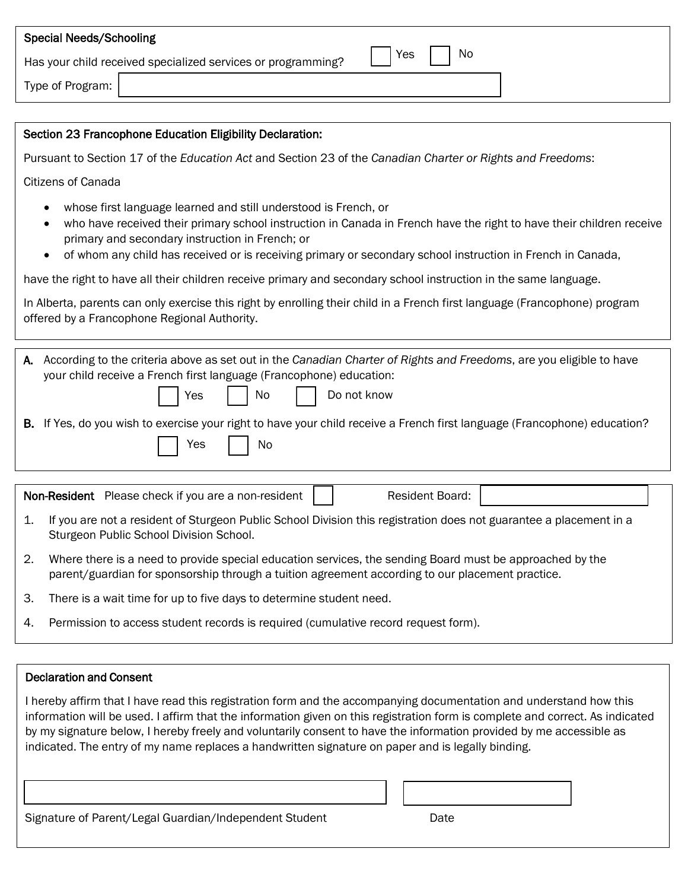**Special Needs/Schooling**

Has your child received specialized services or programming? ☐ Yes ☐ No

Type of Program: ____________________

**Section 23 Francophone Education Eligibility Declaration:**

Pursuant to Section 17 of the *Education Act* and Section 23 of the *Canadian Charter or Rights and Freedoms*:

Citizens of Canada

- whose first language learned and still understood is French, or
- who have received their primary school instruction in Canada in French have the right to have their children receive primary and secondary instruction in French; or
- of whom any child has received or is receiving primary or secondary school instruction in French in Canada,

have the right to have all their children receive primary and secondary school instruction in the same language.

In Alberta, parents can only exercise this right by enrolling their child in a French first language (Francophone) program offered by a Francophone Regional Authority.

**A.** According to the criteria above as set out in the *Canadian Charter of Rights and Freedoms*, are you eligible to have your child receive a French first language (Francophone) education:

☐ Yes ☐ No ☐ Do not know

**B.** If Yes, do you wish to exercise your right to have your child receive a French first language (Francophone) education?

☐ Yes ☐ No

**Non-Resident** Please check if you are a non-resident ☐ Resident Board: ____________________

1. If you are not a resident of Sturgeon Public School Division this registration does not guarantee a placement in a Sturgeon Public School Division School.
2. Where there is a need to provide special education services, the sending Board must be approached by the parent/guardian for sponsorship through a tuition agreement according to our placement practice.
3. There is a wait time for up to five days to determine student need.
4. Permission to access student records is required (cumulative record request form).

**Declaration and Consent**

I hereby affirm that I have read this registration form and the accompanying documentation and understand how this information will be used. I affirm that the information given on this registration form is complete and correct. As indicated by my signature below, I hereby freely and voluntarily consent to have the information provided by me accessible as indicated. The entry of my name replaces a handwritten signature on paper and is legally binding.

____________________ ____________________

Signature of Parent/Legal Guardian/Independent Student Date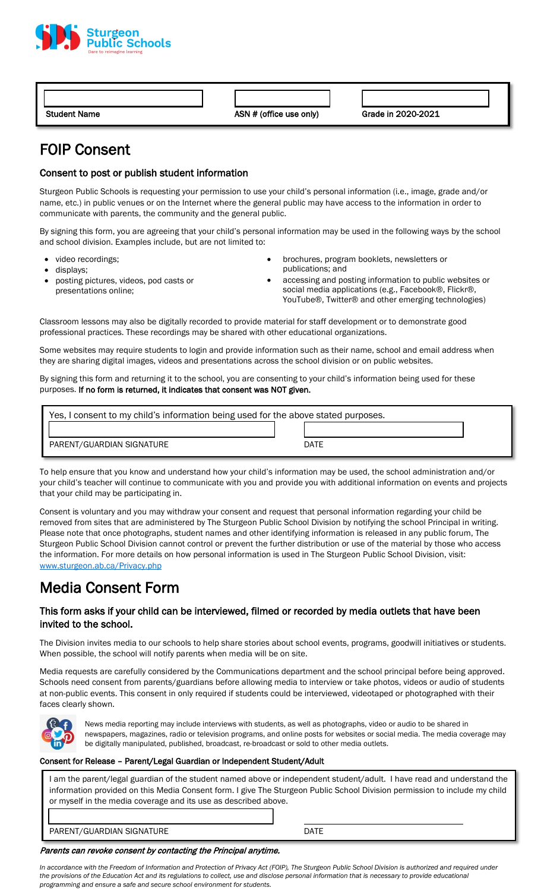| Student Name | ASN # (office use only) | Grade in 2020-2021 |
|---|---|---|
| | | |

# FOIP Consent

### Consent to post or publish student information

Sturgeon Public Schools is requesting your permission to use your child's personal information (i.e., image, grade and/or name, etc.) in public venues or on the Internet where the general public may have access to the information in order to communicate with parents, the community and the general public.

By signing this form, you are agreeing that your child's personal information may be used in the following ways by the school and school division. Examples include, but are not limited to:

- video recordings;
- displays;
- posting pictures, videos, pod casts or presentations online;
- brochures, program booklets, newsletters or publications; and
- accessing and posting information to public websites or social media applications (e.g., Facebook®, Flickr®, YouTube®, Twitter® and other emerging technologies)

Classroom lessons may also be digitally recorded to provide material for staff development or to demonstrate good professional practices. These recordings may be shared with other educational organizations.

Some websites may require students to login and provide information such as their name, school and email address when they are sharing digital images, videos and presentations across the school division or on public websites.

By signing this form and returning it to the school, you are consenting to your child's information being used for these purposes. **If no form is returned, it indicates that consent was NOT given.**

Yes, I consent to my child's information being used for the above stated purposes.

| PARENT/GUARDIAN SIGNATURE | DATE |
|---|---|
| | |

To help ensure that you know and understand how your child's information may be used, the school administration and/or your child's teacher will continue to communicate with you and provide you with additional information on events and projects that your child may be participating in.

Consent is voluntary and you may withdraw your consent and request that personal information regarding your child be removed from sites that are administered by The Sturgeon Public School Division by notifying the school Principal in writing. Please note that once photographs, student names and other identifying information is released in any public forum, The Sturgeon Public School Division cannot control or prevent the further distribution or use of the material by those who access the information. For more details on how personal information is used in The Sturgeon Public School Division, visit: [www.sturgeon.ab.ca/Privacy.php](www.sturgeon.ab.ca/Privacy.php)

# Media Consent Form

### This form asks if your child can be interviewed, filmed or recorded by media outlets that have been invited to the school.

The Division invites media to our schools to help share stories about school events, programs, goodwill initiatives or students. When possible, the school will notify parents when media will be on site.

Media requests are carefully considered by the Communications department and the school principal before being approved. Schools need consent from parents/guardians before allowing media to interview or take photos, videos or audio of students at non-public events. This consent in only required if students could be interviewed, videotaped or photographed with their faces clearly shown.

News media reporting may include interviews with students, as well as photographs, video or audio to be shared in newspapers, magazines, radio or television programs, and online posts for websites or social media. The media coverage may be digitally manipulated, published, broadcast, re-broadcast or sold to other media outlets.

#### Consent for Release – Parent/Legal Guardian or Independent Student/Adult

I am the parent/legal guardian of the student named above or independent student/adult. I have read and understand the information provided on this Media Consent form. I give The Sturgeon Public School Division permission to include my child or myself in the media coverage and its use as described above.

| PARENT/GUARDIAN SIGNATURE | DATE |
|---|---|
| | |

***Parents can revoke consent by contacting the Principal anytime.***

*In accordance with the Freedom of Information and Protection of Privacy Act (FOIP), The Sturgeon Public School Division is authorized and required under the provisions of the Education Act and its regulations to collect, use and disclose personal information that is necessary to provide educational programming and ensure a safe and secure school environment for students.*